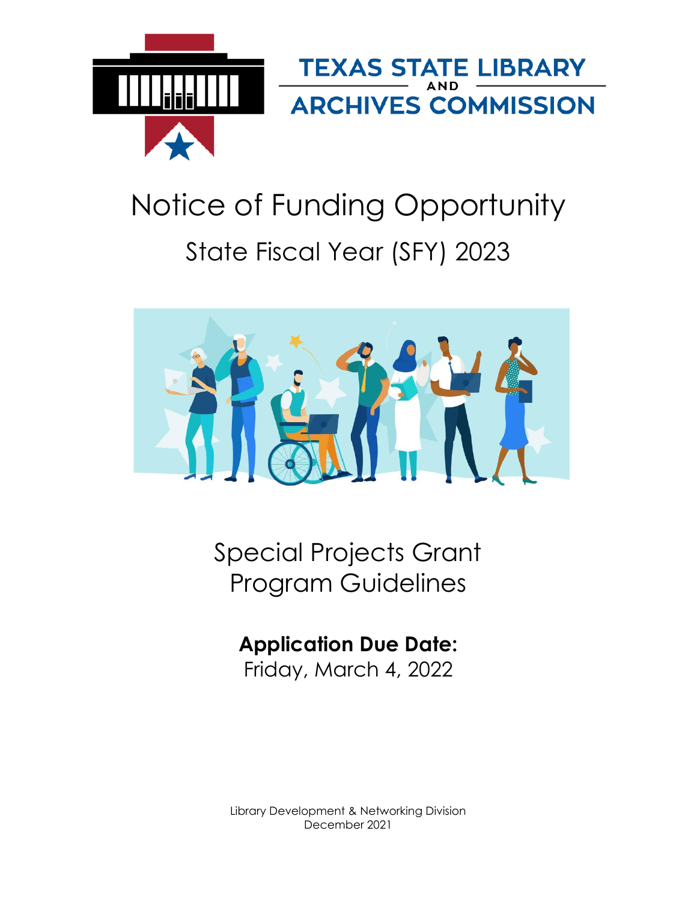TEXAS STATE LIBRARY AND ARCHIVES COMMISSION

# Notice of Funding Opportunity

## State Fiscal Year (SFY) 2023

## Special Projects Grant Program Guidelines

**Application Due Date:**
Friday, March 4, 2022

Library Development & Networking Division
December 2021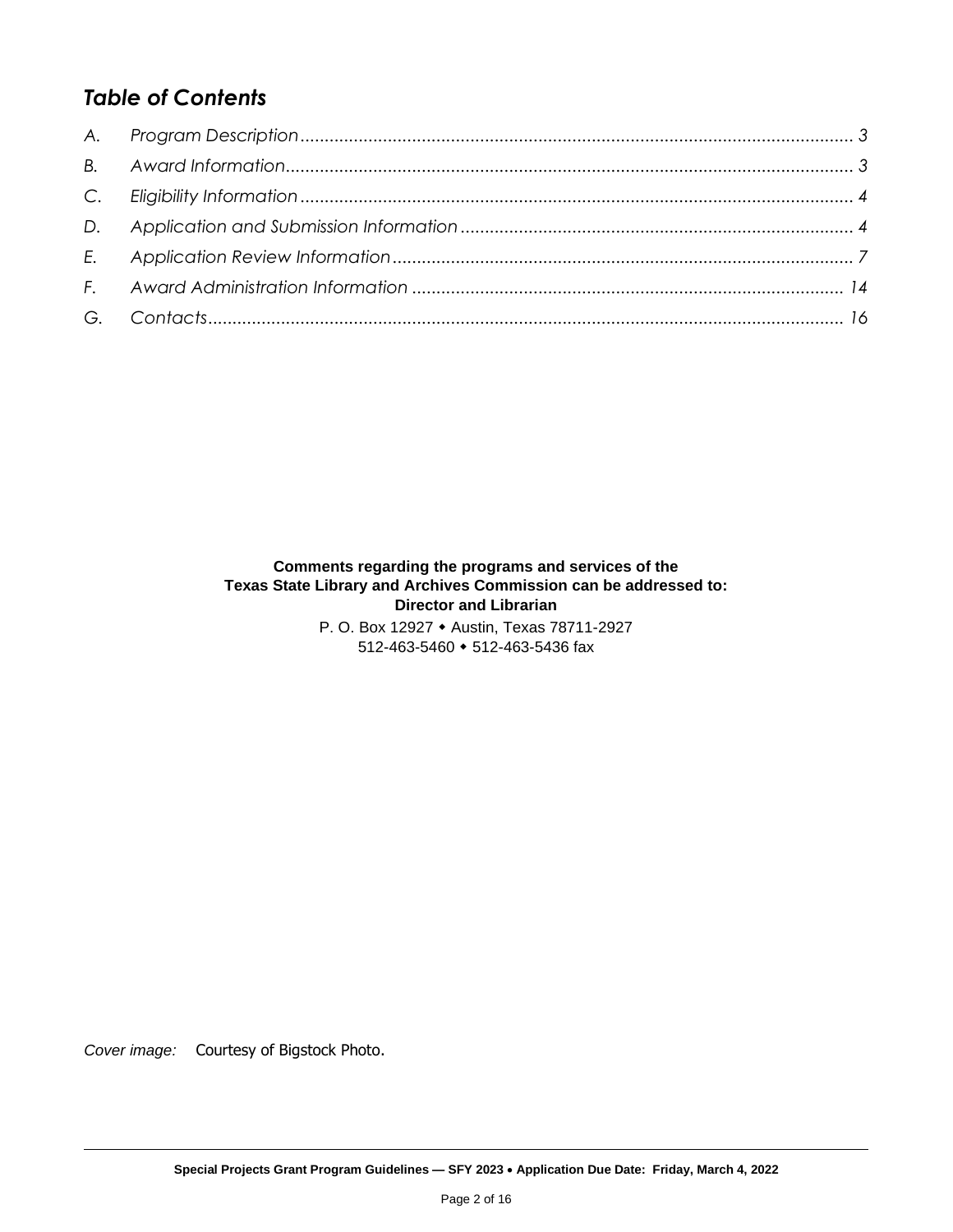## *Table of Contents*

*A. Program Description ............ 3*
*B. Award Information ............ 3*
*C. Eligibility Information ............ 4*
*D. Application and Submission Information ............ 4*
*E. Application Review Information ............ 7*
*F. Award Administration Information ............ 14*
*G. Contacts ............ 16*

**Comments regarding the programs and services of the**
**Texas State Library and Archives Commission can be addressed to:**
**Director and Librarian**
P. O. Box 12927 ◆ Austin, Texas 78711-2927
512-463-5460 ◆ 512-463-5436 fax

*Cover image:* Courtesy of Bigstock Photo.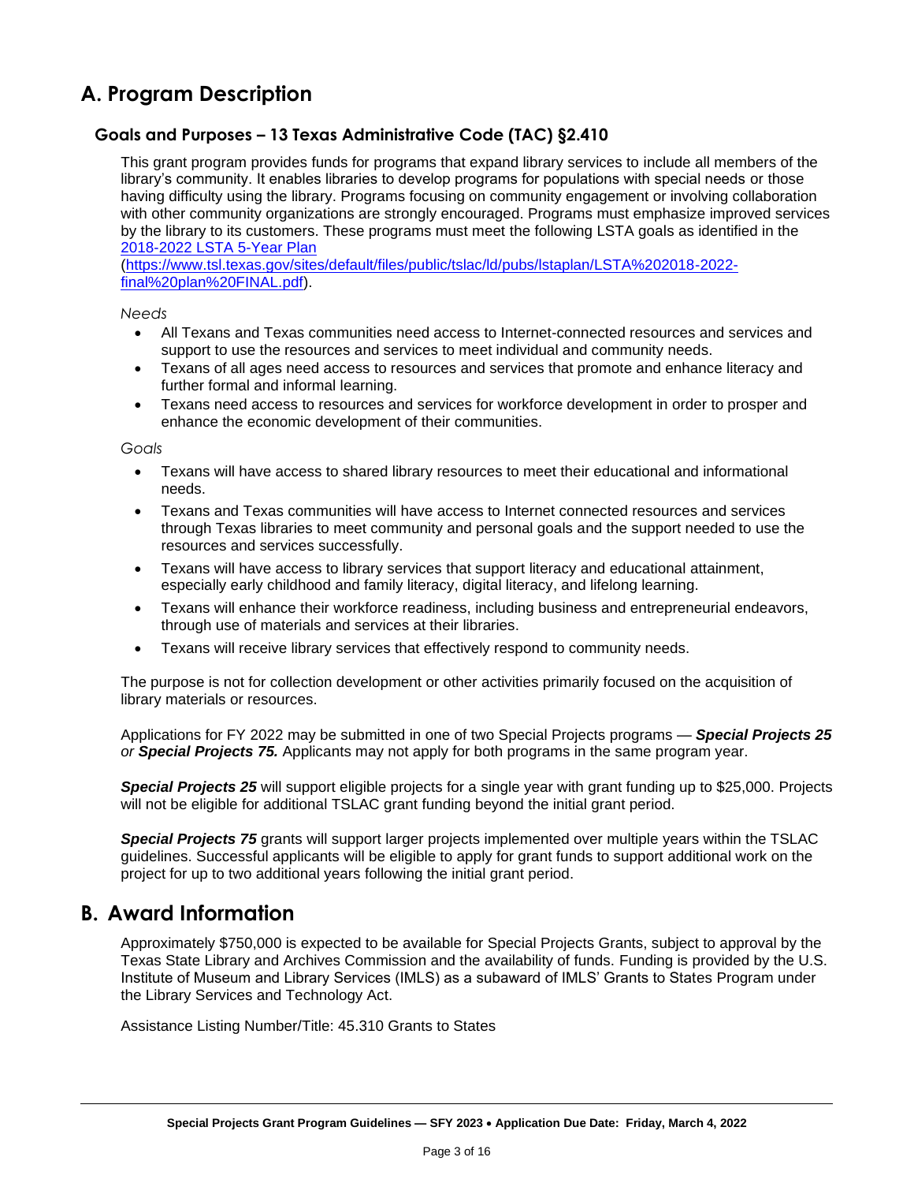# A. Program Description

## Goals and Purposes – 13 Texas Administrative Code (TAC) §2.410

This grant program provides funds for programs that expand library services to include all members of the library's community. It enables libraries to develop programs for populations with special needs or those having difficulty using the library. Programs focusing on community engagement or involving collaboration with other community organizations are strongly encouraged. Programs must emphasize improved services by the library to its customers. These programs must meet the following LSTA goals as identified in the [2018-2022 LSTA 5-Year Plan](https://www.tsl.texas.gov/sites/default/files/public/tslac/ld/pubs/lstaplan/LSTA%202018-2022-final%20plan%20FINAL.pdf) (https://www.tsl.texas.gov/sites/default/files/public/tslac/ld/pubs/lstaplan/LSTA%202018-2022-final%20plan%20FINAL.pdf).

*Needs*

- All Texans and Texas communities need access to Internet-connected resources and services and support to use the resources and services to meet individual and community needs.
- Texans of all ages need access to resources and services that promote and enhance literacy and further formal and informal learning.
- Texans need access to resources and services for workforce development in order to prosper and enhance the economic development of their communities.

*Goals*

- Texans will have access to shared library resources to meet their educational and informational needs.
- Texans and Texas communities will have access to Internet connected resources and services through Texas libraries to meet community and personal goals and the support needed to use the resources and services successfully.
- Texans will have access to library services that support literacy and educational attainment, especially early childhood and family literacy, digital literacy, and lifelong learning.
- Texans will enhance their workforce readiness, including business and entrepreneurial endeavors, through use of materials and services at their libraries.
- Texans will receive library services that effectively respond to community needs.

The purpose is not for collection development or other activities primarily focused on the acquisition of library materials or resources.

Applications for FY 2022 may be submitted in one of two Special Projects programs — ***Special Projects 25*** *or* ***Special Projects 75.*** Applicants may not apply for both programs in the same program year.

***Special Projects 25*** will support eligible projects for a single year with grant funding up to $25,000. Projects will not be eligible for additional TSLAC grant funding beyond the initial grant period.

***Special Projects 75*** grants will support larger projects implemented over multiple years within the TSLAC guidelines. Successful applicants will be eligible to apply for grant funds to support additional work on the project for up to two additional years following the initial grant period.

# B. Award Information

Approximately $750,000 is expected to be available for Special Projects Grants, subject to approval by the Texas State Library and Archives Commission and the availability of funds. Funding is provided by the U.S. Institute of Museum and Library Services (IMLS) as a subaward of IMLS' Grants to States Program under the Library Services and Technology Act.

Assistance Listing Number/Title: 45.310 Grants to States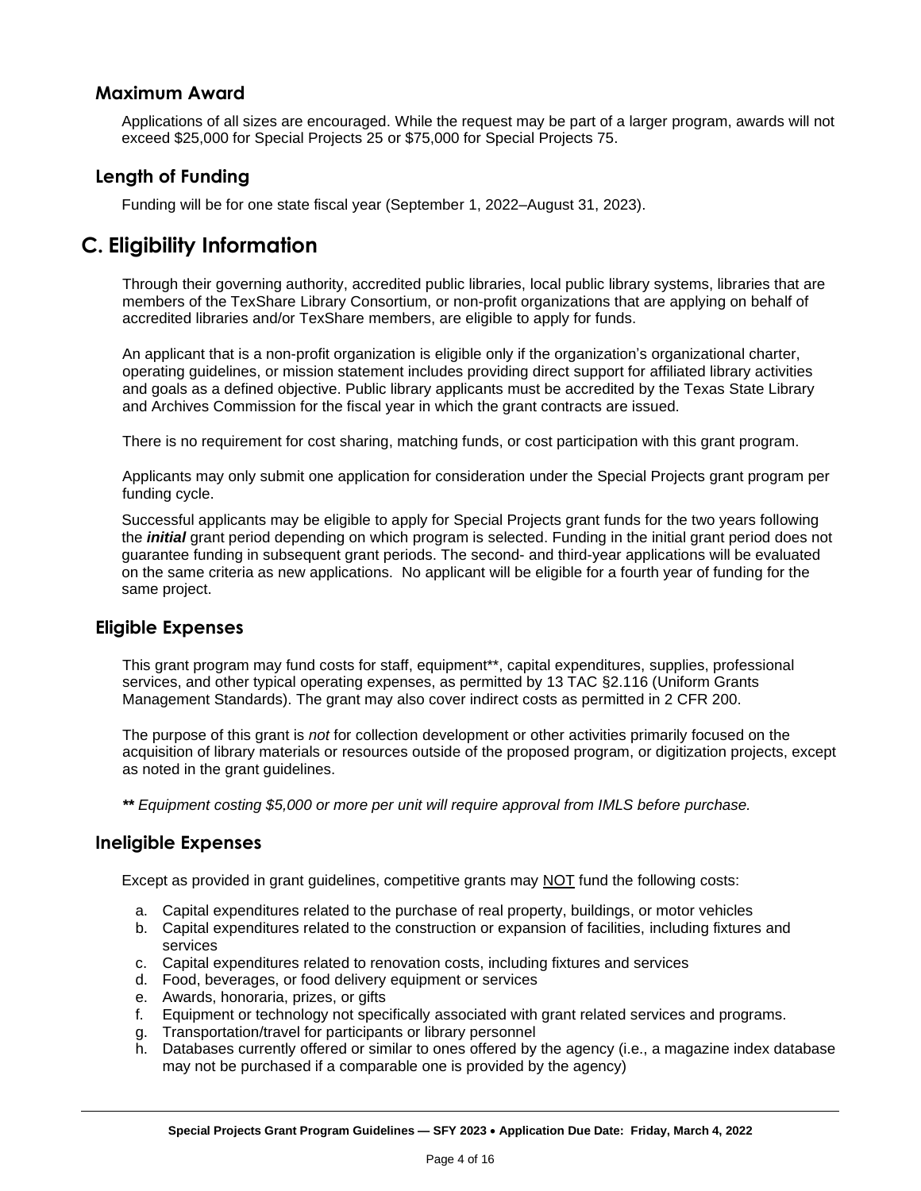### Maximum Award

Applications of all sizes are encouraged. While the request may be part of a larger program, awards will not exceed $25,000 for Special Projects 25 or $75,000 for Special Projects 75.

### Length of Funding

Funding will be for one state fiscal year (September 1, 2022–August 31, 2023).

## C. Eligibility Information

Through their governing authority, accredited public libraries, local public library systems, libraries that are members of the TexShare Library Consortium, or non-profit organizations that are applying on behalf of accredited libraries and/or TexShare members, are eligible to apply for funds.

An applicant that is a non-profit organization is eligible only if the organization's organizational charter, operating guidelines, or mission statement includes providing direct support for affiliated library activities and goals as a defined objective. Public library applicants must be accredited by the Texas State Library and Archives Commission for the fiscal year in which the grant contracts are issued.

There is no requirement for cost sharing, matching funds, or cost participation with this grant program.

Applicants may only submit one application for consideration under the Special Projects grant program per funding cycle.

Successful applicants may be eligible to apply for Special Projects grant funds for the two years following the ***initial*** grant period depending on which program is selected. Funding in the initial grant period does not guarantee funding in subsequent grant periods. The second- and third-year applications will be evaluated on the same criteria as new applications. No applicant will be eligible for a fourth year of funding for the same project.

### Eligible Expenses

This grant program may fund costs for staff, equipment**, capital expenditures, supplies, professional services, and other typical operating expenses, as permitted by 13 TAC §2.116 (Uniform Grants Management Standards). The grant may also cover indirect costs as permitted in 2 CFR 200.

The purpose of this grant is *not* for collection development or other activities primarily focused on the acquisition of library materials or resources outside of the proposed program, or digitization projects, except as noted in the grant guidelines.

***** Equipment costing $5,000 or more per unit will require approval from IMLS before purchase.*

### Ineligible Expenses

Except as provided in grant guidelines, competitive grants may NOT fund the following costs:

a. Capital expenditures related to the purchase of real property, buildings, or motor vehicles
b. Capital expenditures related to the construction or expansion of facilities, including fixtures and services
c. Capital expenditures related to renovation costs, including fixtures and services
d. Food, beverages, or food delivery equipment or services
e. Awards, honoraria, prizes, or gifts
f. Equipment or technology not specifically associated with grant related services and programs.
g. Transportation/travel for participants or library personnel
h. Databases currently offered or similar to ones offered by the agency (i.e., a magazine index database may not be purchased if a comparable one is provided by the agency)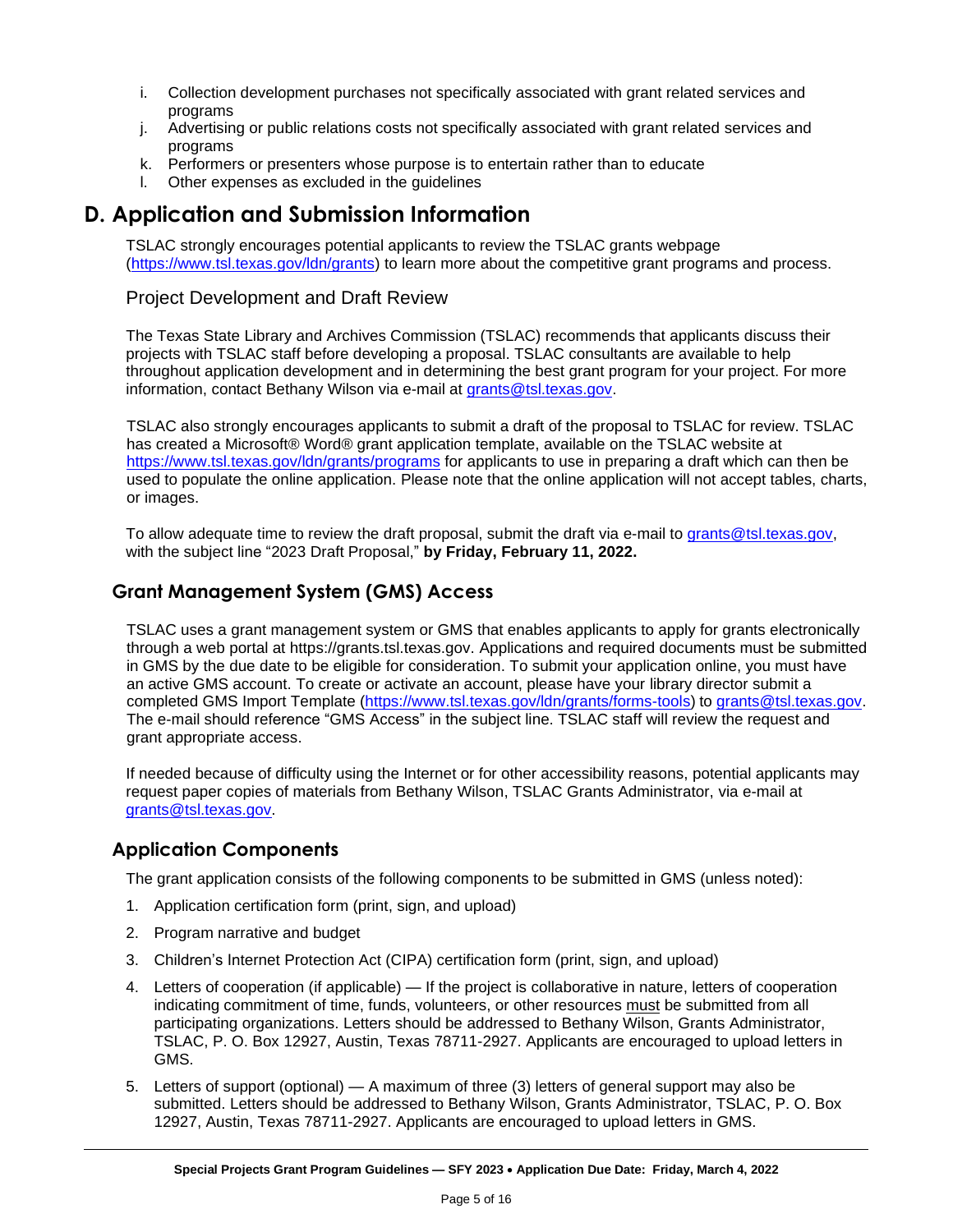i. Collection development purchases not specifically associated with grant related services and programs
j. Advertising or public relations costs not specifically associated with grant related services and programs
k. Performers or presenters whose purpose is to entertain rather than to educate
l. Other expenses as excluded in the guidelines

# D. Application and Submission Information

TSLAC strongly encourages potential applicants to review the TSLAC grants webpage (https://www.tsl.texas.gov/ldn/grants) to learn more about the competitive grant programs and process.

### Project Development and Draft Review

The Texas State Library and Archives Commission (TSLAC) recommends that applicants discuss their projects with TSLAC staff before developing a proposal. TSLAC consultants are available to help throughout application development and in determining the best grant program for your project. For more information, contact Bethany Wilson via e-mail at grants@tsl.texas.gov.

TSLAC also strongly encourages applicants to submit a draft of the proposal to TSLAC for review. TSLAC has created a Microsoft® Word® grant application template, available on the TSLAC website at https://www.tsl.texas.gov/ldn/grants/programs for applicants to use in preparing a draft which can then be used to populate the online application. Please note that the online application will not accept tables, charts, or images.

To allow adequate time to review the draft proposal, submit the draft via e-mail to grants@tsl.texas.gov, with the subject line “2023 Draft Proposal,” **by Friday, February 11, 2022.**

## Grant Management System (GMS) Access

TSLAC uses a grant management system or GMS that enables applicants to apply for grants electronically through a web portal at https://grants.tsl.texas.gov. Applications and required documents must be submitted in GMS by the due date to be eligible for consideration. To submit your application online, you must have an active GMS account. To create or activate an account, please have your library director submit a completed GMS Import Template (https://www.tsl.texas.gov/ldn/grants/forms-tools) to grants@tsl.texas.gov. The e-mail should reference “GMS Access” in the subject line. TSLAC staff will review the request and grant appropriate access.

If needed because of difficulty using the Internet or for other accessibility reasons, potential applicants may request paper copies of materials from Bethany Wilson, TSLAC Grants Administrator, via e-mail at grants@tsl.texas.gov.

## Application Components

The grant application consists of the following components to be submitted in GMS (unless noted):

1. Application certification form (print, sign, and upload)
2. Program narrative and budget
3. Children’s Internet Protection Act (CIPA) certification form (print, sign, and upload)
4. Letters of cooperation (if applicable) — If the project is collaborative in nature, letters of cooperation indicating commitment of time, funds, volunteers, or other resources must be submitted from all participating organizations. Letters should be addressed to Bethany Wilson, Grants Administrator, TSLAC, P. O. Box 12927, Austin, Texas 78711-2927. Applicants are encouraged to upload letters in GMS.
5. Letters of support (optional) — A maximum of three (3) letters of general support may also be submitted. Letters should be addressed to Bethany Wilson, Grants Administrator, TSLAC, P. O. Box 12927, Austin, Texas 78711-2927. Applicants are encouraged to upload letters in GMS.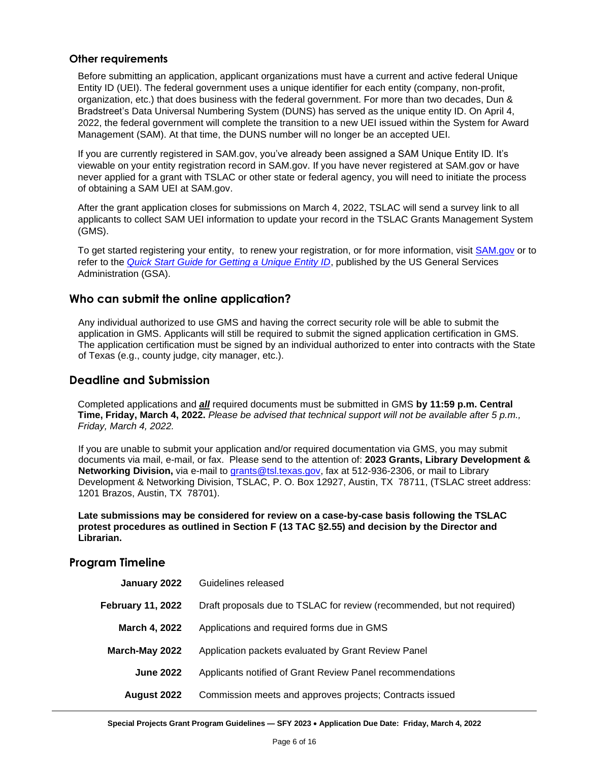### Other requirements

Before submitting an application, applicant organizations must have a current and active federal Unique Entity ID (UEI). The federal government uses a unique identifier for each entity (company, non-profit, organization, etc.) that does business with the federal government. For more than two decades, Dun & Bradstreet's Data Universal Numbering System (DUNS) has served as the unique entity ID. On April 4, 2022, the federal government will complete the transition to a new UEI issued within the System for Award Management (SAM). At that time, the DUNS number will no longer be an accepted UEI.

If you are currently registered in SAM.gov, you've already been assigned a SAM Unique Entity ID. It's viewable on your entity registration record in SAM.gov. If you have never registered at SAM.gov or have never applied for a grant with TSLAC or other state or federal agency, you will need to initiate the process of obtaining a SAM UEI at SAM.gov.

After the grant application closes for submissions on March 4, 2022, TSLAC will send a survey link to all applicants to collect SAM UEI information to update your record in the TSLAC Grants Management System (GMS).

To get started registering your entity, to renew your registration, or for more information, visit SAM.gov or to refer to the *Quick Start Guide for Getting a Unique Entity ID*, published by the US General Services Administration (GSA).

## Who can submit the online application?

Any individual authorized to use GMS and having the correct security role will be able to submit the application in GMS. Applicants will still be required to submit the signed application certification in GMS. The application certification must be signed by an individual authorized to enter into contracts with the State of Texas (e.g., county judge, city manager, etc.).

## Deadline and Submission

Completed applications and ***all*** required documents must be submitted in GMS **by 11:59 p.m. Central Time, Friday, March 4, 2022.** *Please be advised that technical support will not be available after 5 p.m., Friday, March 4, 2022.*

If you are unable to submit your application and/or required documentation via GMS, you may submit documents via mail, e-mail, or fax. Please send to the attention of: **2023 Grants, Library Development & Networking Division,** via e-mail to grants@tsl.texas.gov, fax at 512-936-2306, or mail to Library Development & Networking Division, TSLAC, P. O. Box 12927, Austin, TX 78711, (TSLAC street address: 1201 Brazos, Austin, TX 78701).

**Late submissions may be considered for review on a case-by-case basis following the TSLAC protest procedures as outlined in Section F (13 TAC §2.55) and decision by the Director and Librarian.**

## Program Timeline

| | |
|---|---|
| **January 2022** | Guidelines released |
| **February 11, 2022** | Draft proposals due to TSLAC for review (recommended, but not required) |
| **March 4, 2022** | Applications and required forms due in GMS |
| **March-May 2022** | Application packets evaluated by Grant Review Panel |
| **June 2022** | Applicants notified of Grant Review Panel recommendations |
| **August 2022** | Commission meets and approves projects; Contracts issued |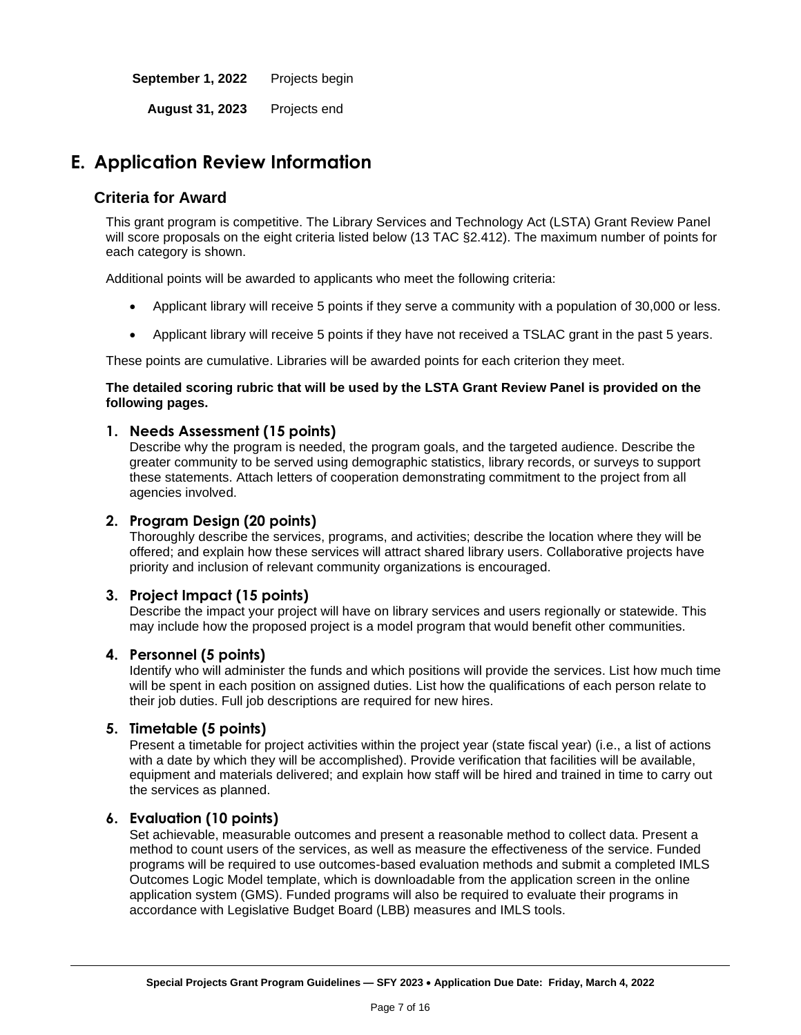**September 1, 2022** Projects begin

**August 31, 2023** Projects end

# E. Application Review Information

## Criteria for Award

This grant program is competitive. The Library Services and Technology Act (LSTA) Grant Review Panel will score proposals on the eight criteria listed below (13 TAC §2.412). The maximum number of points for each category is shown.

Additional points will be awarded to applicants who meet the following criteria:

- Applicant library will receive 5 points if they serve a community with a population of 30,000 or less.
- Applicant library will receive 5 points if they have not received a TSLAC grant in the past 5 years.

These points are cumulative. Libraries will be awarded points for each criterion they meet.

**The detailed scoring rubric that will be used by the LSTA Grant Review Panel is provided on the following pages.**

### 1. Needs Assessment (15 points)

Describe why the program is needed, the program goals, and the targeted audience. Describe the greater community to be served using demographic statistics, library records, or surveys to support these statements. Attach letters of cooperation demonstrating commitment to the project from all agencies involved.

### 2. Program Design (20 points)

Thoroughly describe the services, programs, and activities; describe the location where they will be offered; and explain how these services will attract shared library users. Collaborative projects have priority and inclusion of relevant community organizations is encouraged.

### 3. Project Impact (15 points)

Describe the impact your project will have on library services and users regionally or statewide. This may include how the proposed project is a model program that would benefit other communities.

### 4. Personnel (5 points)

Identify who will administer the funds and which positions will provide the services. List how much time will be spent in each position on assigned duties. List how the qualifications of each person relate to their job duties. Full job descriptions are required for new hires.

### 5. Timetable (5 points)

Present a timetable for project activities within the project year (state fiscal year) (i.e., a list of actions with a date by which they will be accomplished). Provide verification that facilities will be available, equipment and materials delivered; and explain how staff will be hired and trained in time to carry out the services as planned.

### 6. Evaluation (10 points)

Set achievable, measurable outcomes and present a reasonable method to collect data. Present a method to count users of the services, as well as measure the effectiveness of the service. Funded programs will be required to use outcomes-based evaluation methods and submit a completed IMLS Outcomes Logic Model template, which is downloadable from the application screen in the online application system (GMS). Funded programs will also be required to evaluate their programs in accordance with Legislative Budget Board (LBB) measures and IMLS tools.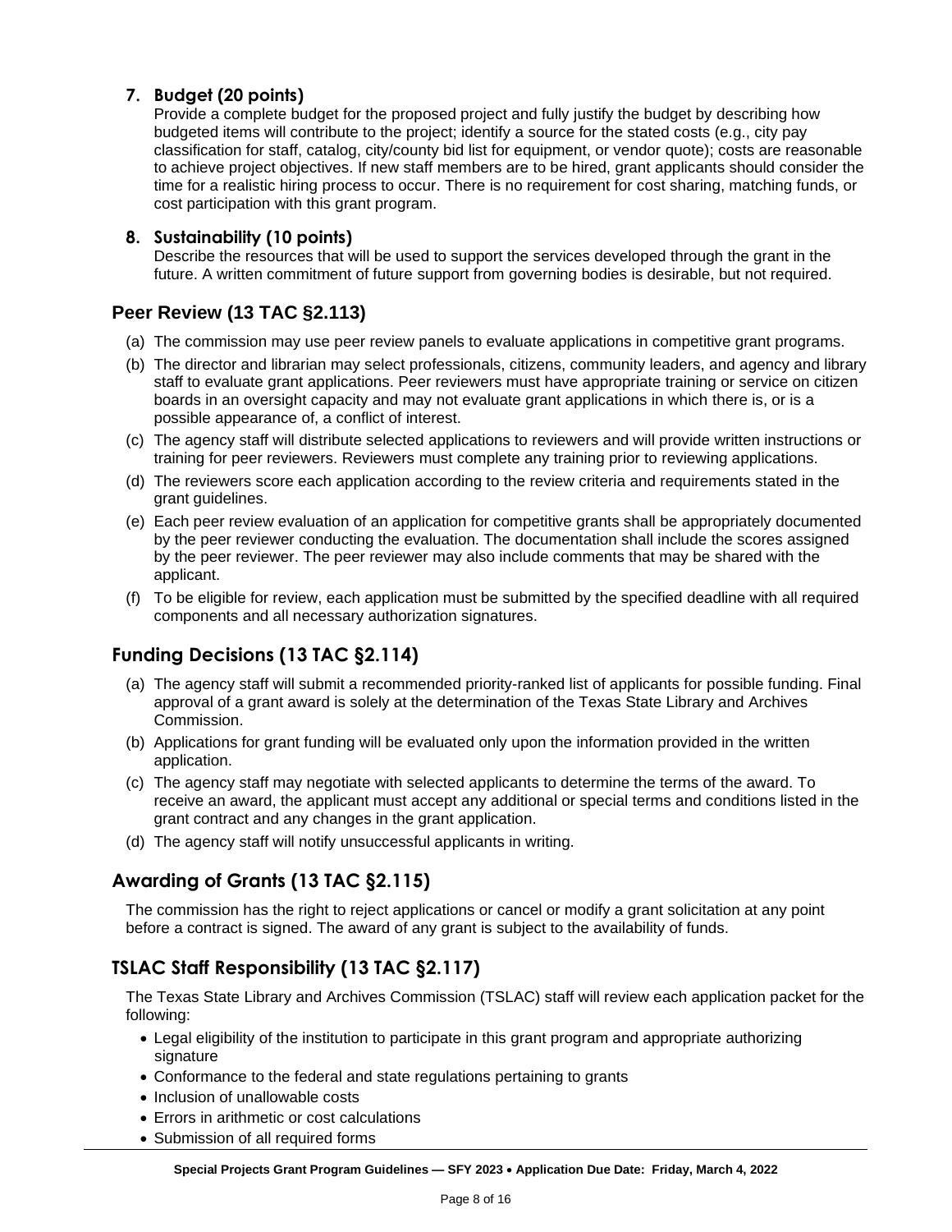7. **Budget (20 points)**
   Provide a complete budget for the proposed project and fully justify the budget by describing how budgeted items will contribute to the project; identify a source for the stated costs (e.g., city pay classification for staff, catalog, city/county bid list for equipment, or vendor quote); costs are reasonable to achieve project objectives. If new staff members are to be hired, grant applicants should consider the time for a realistic hiring process to occur. There is no requirement for cost sharing, matching funds, or cost participation with this grant program.

8. **Sustainability (10 points)**
   Describe the resources that will be used to support the services developed through the grant in the future. A written commitment of future support from governing bodies is desirable, but not required.

## Peer Review (13 TAC §2.113)

(a) The commission may use peer review panels to evaluate applications in competitive grant programs.

(b) The director and librarian may select professionals, citizens, community leaders, and agency and library staff to evaluate grant applications. Peer reviewers must have appropriate training or service on citizen boards in an oversight capacity and may not evaluate grant applications in which there is, or is a possible appearance of, a conflict of interest.

(c) The agency staff will distribute selected applications to reviewers and will provide written instructions or training for peer reviewers. Reviewers must complete any training prior to reviewing applications.

(d) The reviewers score each application according to the review criteria and requirements stated in the grant guidelines.

(e) Each peer review evaluation of an application for competitive grants shall be appropriately documented by the peer reviewer conducting the evaluation. The documentation shall include the scores assigned by the peer reviewer. The peer reviewer may also include comments that may be shared with the applicant.

(f) To be eligible for review, each application must be submitted by the specified deadline with all required components and all necessary authorization signatures.

## Funding Decisions (13 TAC §2.114)

(a) The agency staff will submit a recommended priority-ranked list of applicants for possible funding. Final approval of a grant award is solely at the determination of the Texas State Library and Archives Commission.

(b) Applications for grant funding will be evaluated only upon the information provided in the written application.

(c) The agency staff may negotiate with selected applicants to determine the terms of the award. To receive an award, the applicant must accept any additional or special terms and conditions listed in the grant contract and any changes in the grant application.

(d) The agency staff will notify unsuccessful applicants in writing.

## Awarding of Grants (13 TAC §2.115)

The commission has the right to reject applications or cancel or modify a grant solicitation at any point before a contract is signed. The award of any grant is subject to the availability of funds.

## TSLAC Staff Responsibility (13 TAC §2.117)

The Texas State Library and Archives Commission (TSLAC) staff will review each application packet for the following:

- Legal eligibility of the institution to participate in this grant program and appropriate authorizing signature
- Conformance to the federal and state regulations pertaining to grants
- Inclusion of unallowable costs
- Errors in arithmetic or cost calculations
- Submission of all required forms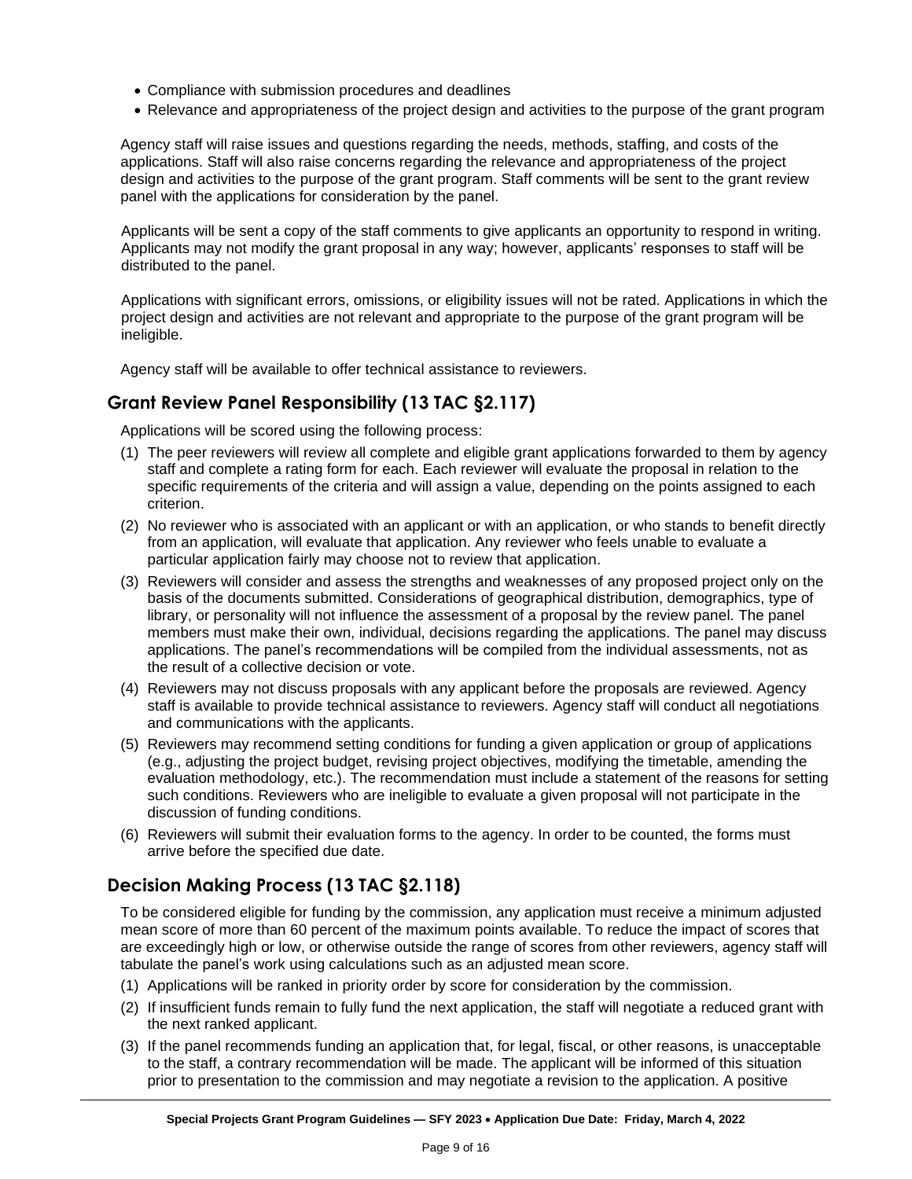- Compliance with submission procedures and deadlines
- Relevance and appropriateness of the project design and activities to the purpose of the grant program

Agency staff will raise issues and questions regarding the needs, methods, staffing, and costs of the applications. Staff will also raise concerns regarding the relevance and appropriateness of the project design and activities to the purpose of the grant program. Staff comments will be sent to the grant review panel with the applications for consideration by the panel.

Applicants will be sent a copy of the staff comments to give applicants an opportunity to respond in writing. Applicants may not modify the grant proposal in any way; however, applicants' responses to staff will be distributed to the panel.

Applications with significant errors, omissions, or eligibility issues will not be rated. Applications in which the project design and activities are not relevant and appropriate to the purpose of the grant program will be ineligible.

Agency staff will be available to offer technical assistance to reviewers.

## Grant Review Panel Responsibility (13 TAC §2.117)

Applications will be scored using the following process:

(1) The peer reviewers will review all complete and eligible grant applications forwarded to them by agency staff and complete a rating form for each. Each reviewer will evaluate the proposal in relation to the specific requirements of the criteria and will assign a value, depending on the points assigned to each criterion.

(2) No reviewer who is associated with an applicant or with an application, or who stands to benefit directly from an application, will evaluate that application. Any reviewer who feels unable to evaluate a particular application fairly may choose not to review that application.

(3) Reviewers will consider and assess the strengths and weaknesses of any proposed project only on the basis of the documents submitted. Considerations of geographical distribution, demographics, type of library, or personality will not influence the assessment of a proposal by the review panel. The panel members must make their own, individual, decisions regarding the applications. The panel may discuss applications. The panel's recommendations will be compiled from the individual assessments, not as the result of a collective decision or vote.

(4) Reviewers may not discuss proposals with any applicant before the proposals are reviewed. Agency staff is available to provide technical assistance to reviewers. Agency staff will conduct all negotiations and communications with the applicants.

(5) Reviewers may recommend setting conditions for funding a given application or group of applications (e.g., adjusting the project budget, revising project objectives, modifying the timetable, amending the evaluation methodology, etc.). The recommendation must include a statement of the reasons for setting such conditions. Reviewers who are ineligible to evaluate a given proposal will not participate in the discussion of funding conditions.

(6) Reviewers will submit their evaluation forms to the agency. In order to be counted, the forms must arrive before the specified due date.

## Decision Making Process (13 TAC §2.118)

To be considered eligible for funding by the commission, any application must receive a minimum adjusted mean score of more than 60 percent of the maximum points available. To reduce the impact of scores that are exceedingly high or low, or otherwise outside the range of scores from other reviewers, agency staff will tabulate the panel's work using calculations such as an adjusted mean score.

(1) Applications will be ranked in priority order by score for consideration by the commission.

(2) If insufficient funds remain to fully fund the next application, the staff will negotiate a reduced grant with the next ranked applicant.

(3) If the panel recommends funding an application that, for legal, fiscal, or other reasons, is unacceptable to the staff, a contrary recommendation will be made. The applicant will be informed of this situation prior to presentation to the commission and may negotiate a revision to the application. A positive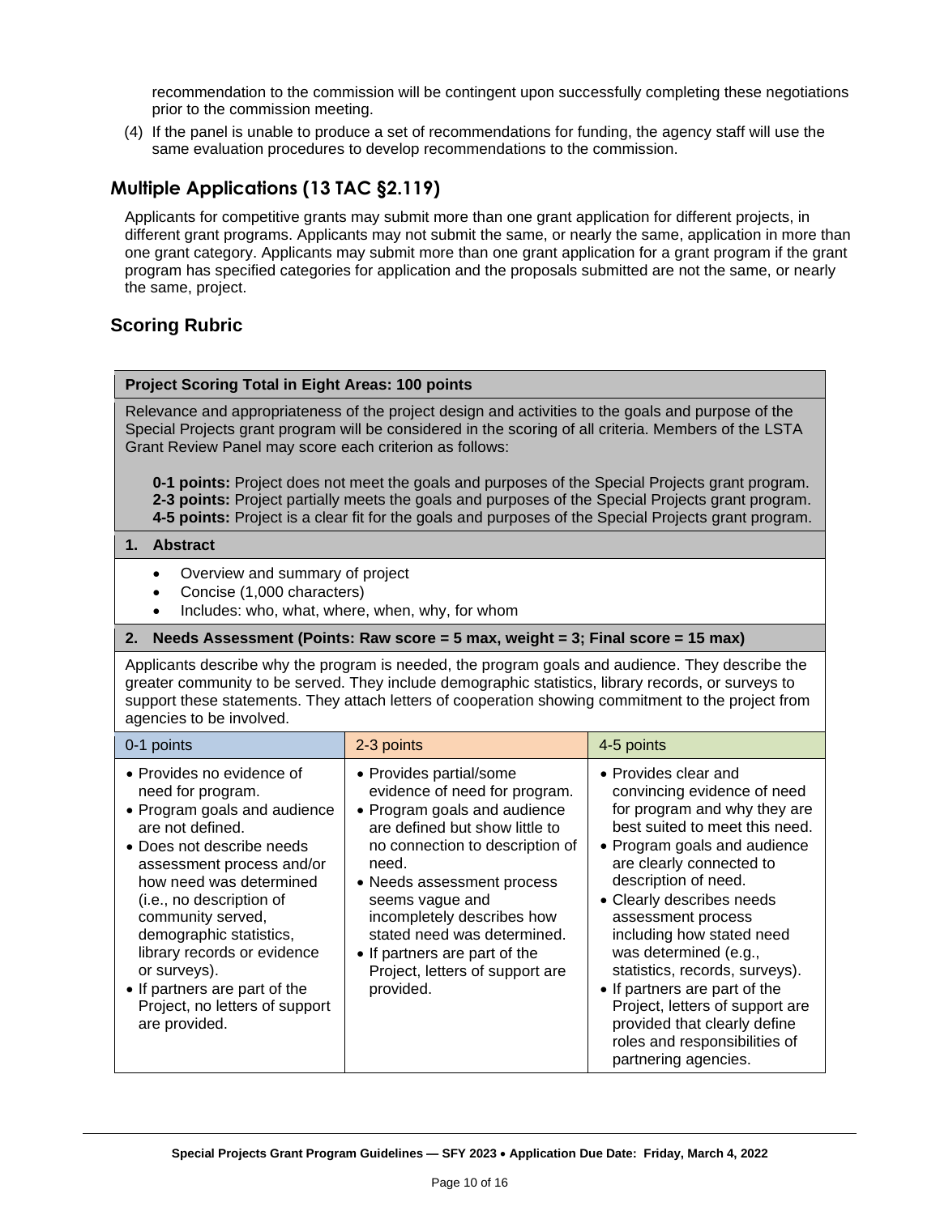recommendation to the commission will be contingent upon successfully completing these negotiations prior to the commission meeting.

(4) If the panel is unable to produce a set of recommendations for funding, the agency staff will use the same evaluation procedures to develop recommendations to the commission.

## Multiple Applications (13 TAC §2.119)

Applicants for competitive grants may submit more than one grant application for different projects, in different grant programs. Applicants may not submit the same, or nearly the same, application in more than one grant category. Applicants may submit more than one grant application for a grant program if the grant program has specified categories for application and the proposals submitted are not the same, or nearly the same, project.

## Scoring Rubric

**Project Scoring Total in Eight Areas: 100 points**

Relevance and appropriateness of the project design and activities to the goals and purpose of the Special Projects grant program will be considered in the scoring of all criteria. Members of the LSTA Grant Review Panel may score each criterion as follows:

**0-1 points:** Project does not meet the goals and purposes of the Special Projects grant program.
**2-3 points:** Project partially meets the goals and purposes of the Special Projects grant program.
**4-5 points:** Project is a clear fit for the goals and purposes of the Special Projects grant program.

**1. Abstract**

- Overview and summary of project
- Concise (1,000 characters)
- Includes: who, what, where, when, why, for whom

**2. Needs Assessment (Points: Raw score = 5 max, weight = 3; Final score = 15 max)**

Applicants describe why the program is needed, the program goals and audience. They describe the greater community to be served. They include demographic statistics, library records, or surveys to support these statements. They attach letters of cooperation showing commitment to the project from agencies to be involved.

| 0-1 points | 2-3 points | 4-5 points |
|---|---|---|
| • Provides no evidence of need for program.<br>• Program goals and audience are not defined.<br>• Does not describe needs assessment process and/or how need was determined (i.e., no description of community served, demographic statistics, library records or evidence or surveys).<br>• If partners are part of the Project, no letters of support are provided. | • Provides partial/some evidence of need for program.<br>• Program goals and audience are defined but show little to no connection to description of need.<br>• Needs assessment process seems vague and incompletely describes how stated need was determined.<br>• If partners are part of the Project, letters of support are provided. | • Provides clear and convincing evidence of need for program and why they are best suited to meet this need.<br>• Program goals and audience are clearly connected to description of need.<br>• Clearly describes needs assessment process including how stated need was determined (e.g., statistics, records, surveys).<br>• If partners are part of the Project, letters of support are provided that clearly define roles and responsibilities of partnering agencies. |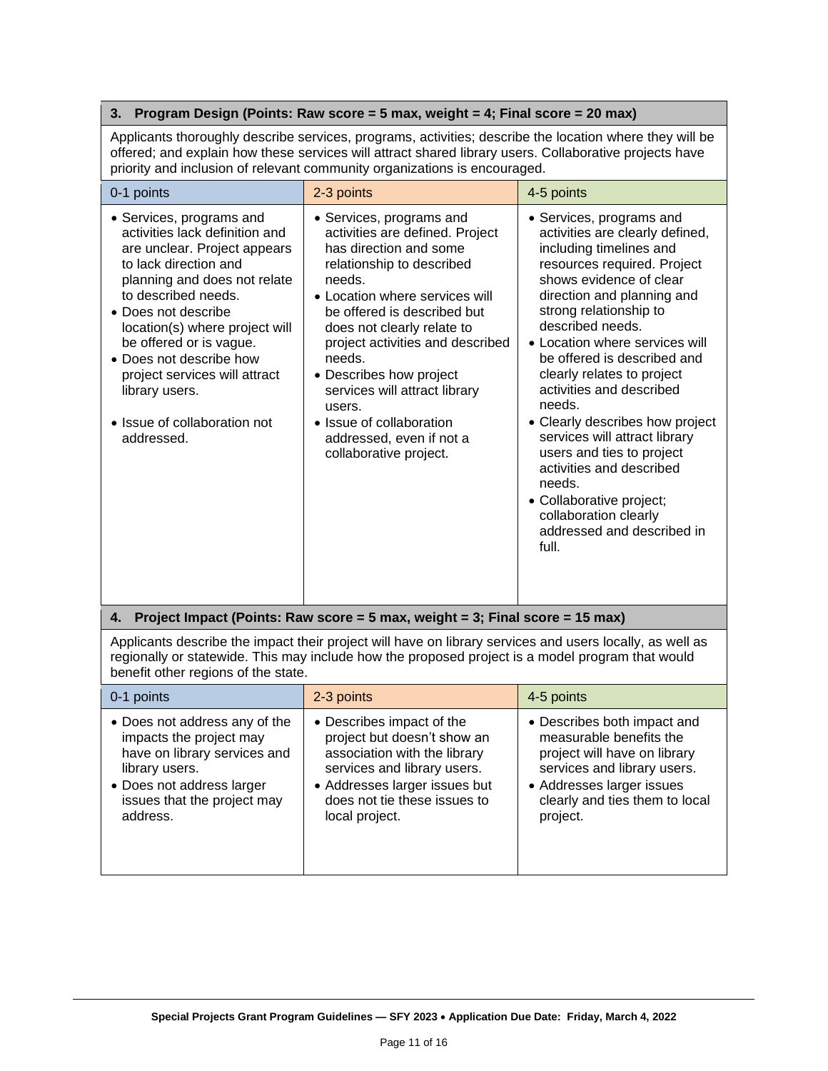### 3. Program Design (Points: Raw score = 5 max, weight = 4; Final score = 20 max)

Applicants thoroughly describe services, programs, activities; describe the location where they will be offered; and explain how these services will attract shared library users. Collaborative projects have priority and inclusion of relevant community organizations is encouraged.

| 0-1 points | 2-3 points | 4-5 points |
|---|---|---|
| • Services, programs and activities lack definition and are unclear. Project appears to lack direction and planning and does not relate to described needs.<br>• Does not describe location(s) where project will be offered or is vague.<br>• Does not describe how project services will attract library users.<br>• Issue of collaboration not addressed. | • Services, programs and activities are defined. Project has direction and some relationship to described needs.<br>• Location where services will be offered is described but does not clearly relate to project activities and described needs.<br>• Describes how project services will attract library users.<br>• Issue of collaboration addressed, even if not a collaborative project. | • Services, programs and activities are clearly defined, including timelines and resources required. Project shows evidence of clear direction and planning and strong relationship to described needs.<br>• Location where services will be offered is described and clearly relates to project activities and described needs.<br>• Clearly describes how project services will attract library users and ties to project activities and described needs.<br>• Collaborative project; collaboration clearly addressed and described in full. |

### 4. Project Impact (Points: Raw score = 5 max, weight = 3; Final score = 15 max)

Applicants describe the impact their project will have on library services and users locally, as well as regionally or statewide. This may include how the proposed project is a model program that would benefit other regions of the state.

| 0-1 points | 2-3 points | 4-5 points |
|---|---|---|
| • Does not address any of the impacts the project may have on library services and library users.<br>• Does not address larger issues that the project may address. | • Describes impact of the project but doesn't show an association with the library services and library users.<br>• Addresses larger issues but does not tie these issues to local project. | • Describes both impact and measurable benefits the project will have on library services and library users.<br>• Addresses larger issues clearly and ties them to local project. |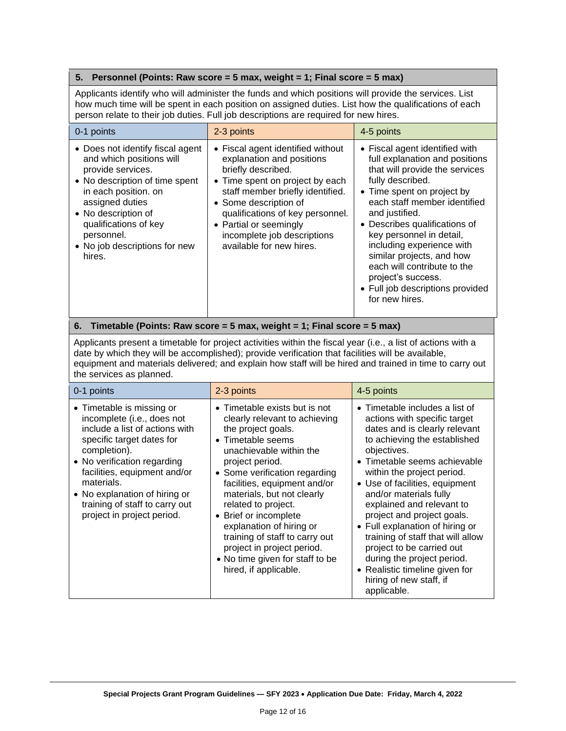### 5. Personnel (Points: Raw score = 5 max, weight = 1; Final score = 5 max)

Applicants identify who will administer the funds and which positions will provide the services. List how much time will be spent in each position on assigned duties. List how the qualifications of each person relate to their job duties. Full job descriptions are required for new hires.

| 0-1 points | 2-3 points | 4-5 points |
|---|---|---|
| • Does not identify fiscal agent and which positions will provide services.<br>• No description of time spent in each position. on assigned duties<br>• No description of qualifications of key personnel.<br>• No job descriptions for new hires. | • Fiscal agent identified without explanation and positions briefly described.<br>• Time spent on project by each staff member briefly identified.<br>• Some description of qualifications of key personnel.<br>• Partial or seemingly incomplete job descriptions available for new hires. | • Fiscal agent identified with full explanation and positions that will provide the services fully described.<br>• Time spent on project by each staff member identified and justified.<br>• Describes qualifications of key personnel in detail, including experience with similar projects, and how each will contribute to the project's success.<br>• Full job descriptions provided for new hires. |

### 6. Timetable (Points: Raw score = 5 max, weight = 1; Final score = 5 max)

Applicants present a timetable for project activities within the fiscal year (i.e., a list of actions with a date by which they will be accomplished); provide verification that facilities will be available, equipment and materials delivered; and explain how staff will be hired and trained in time to carry out the services as planned.

| 0-1 points | 2-3 points | 4-5 points |
|---|---|---|
| • Timetable is missing or incomplete (i.e., does not include a list of actions with specific target dates for completion).<br>• No verification regarding facilities, equipment and/or materials.<br>• No explanation of hiring or training of staff to carry out project in project period. | • Timetable exists but is not clearly relevant to achieving the project goals.<br>• Timetable seems unachievable within the project period.<br>• Some verification regarding facilities, equipment and/or materials, but not clearly related to project.<br>• Brief or incomplete explanation of hiring or training of staff to carry out project in project period.<br>• No time given for staff to be hired, if applicable. | • Timetable includes a list of actions with specific target dates and is clearly relevant to achieving the established objectives.<br>• Timetable seems achievable within the project period.<br>• Use of facilities, equipment and/or materials fully explained and relevant to project and project goals.<br>• Full explanation of hiring or training of staff that will allow project to be carried out during the project period.<br>• Realistic timeline given for hiring of new staff, if applicable. |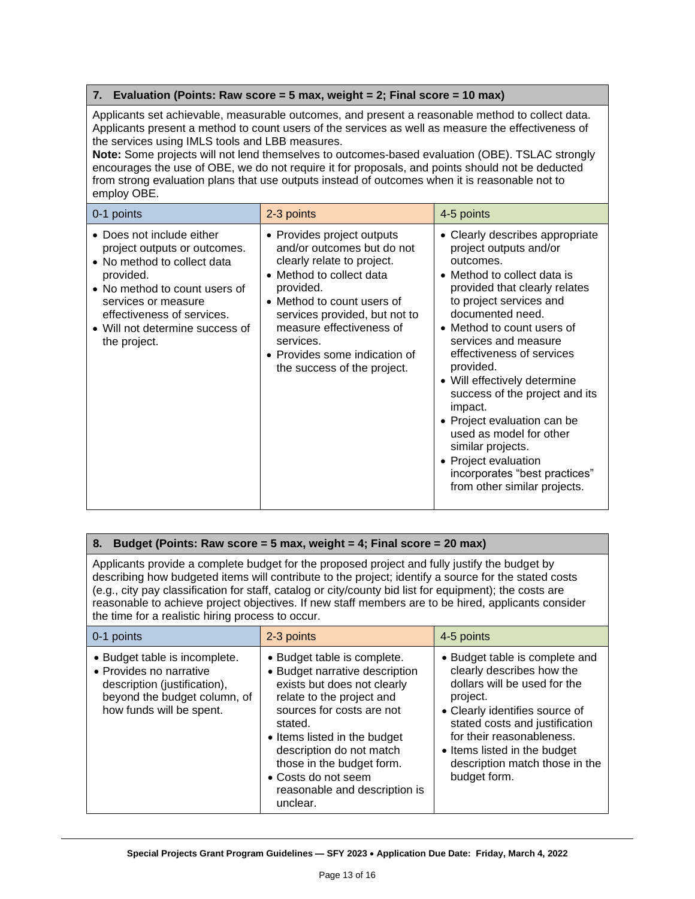### 7. Evaluation (Points: Raw score = 5 max, weight = 2; Final score = 10 max)

Applicants set achievable, measurable outcomes, and present a reasonable method to collect data. Applicants present a method to count users of the services as well as measure the effectiveness of the services using IMLS tools and LBB measures.

**Note:** Some projects will not lend themselves to outcomes-based evaluation (OBE). TSLAC strongly encourages the use of OBE, we do not require it for proposals, and points should not be deducted from strong evaluation plans that use outputs instead of outcomes when it is reasonable not to employ OBE.

| 0-1 points | 2-3 points | 4-5 points |
|---|---|---|
| • Does not include either project outputs or outcomes.<br>• No method to collect data provided.<br>• No method to count users of services or measure effectiveness of services.<br>• Will not determine success of the project. | • Provides project outputs and/or outcomes but do not clearly relate to project.<br>• Method to collect data provided.<br>• Method to count users of services provided, but not to measure effectiveness of services.<br>• Provides some indication of the success of the project. | • Clearly describes appropriate project outputs and/or outcomes.<br>• Method to collect data is provided that clearly relates to project services and documented need.<br>• Method to count users of services and measure effectiveness of services provided.<br>• Will effectively determine success of the project and its impact.<br>• Project evaluation can be used as model for other similar projects.<br>• Project evaluation incorporates "best practices" from other similar projects. |

### 8. Budget (Points: Raw score = 5 max, weight = 4; Final score = 20 max)

Applicants provide a complete budget for the proposed project and fully justify the budget by describing how budgeted items will contribute to the project; identify a source for the stated costs (e.g., city pay classification for staff, catalog or city/county bid list for equipment); the costs are reasonable to achieve project objectives. If new staff members are to be hired, applicants consider the time for a realistic hiring process to occur.

| 0-1 points | 2-3 points | 4-5 points |
|---|---|---|
| • Budget table is incomplete.<br>• Provides no narrative description (justification), beyond the budget column, of how funds will be spent. | • Budget table is complete.<br>• Budget narrative description exists but does not clearly relate to the project and sources for costs are not stated.<br>• Items listed in the budget description do not match those in the budget form.<br>• Costs do not seem reasonable and description is unclear. | • Budget table is complete and clearly describes how the dollars will be used for the project.<br>• Clearly identifies source of stated costs and justification for their reasonableness.<br>• Items listed in the budget description match those in the budget form. |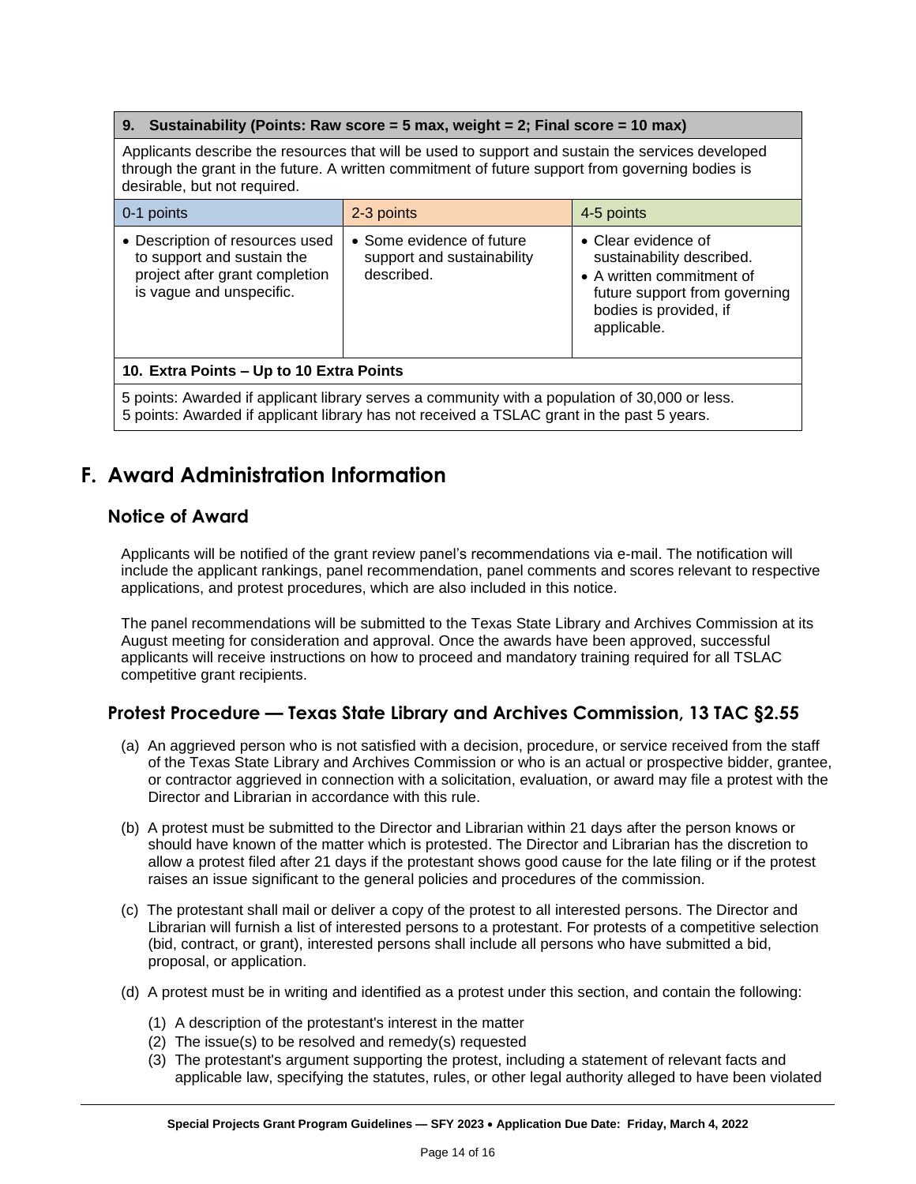| 9. Sustainability (Points: Raw score = 5 max, weight = 2; Final score = 10 max) | | |
|---|---|---|
| Applicants describe the resources that will be used to support and sustain the services developed through the grant in the future. A written commitment of future support from governing bodies is desirable, but not required. | | |
| 0-1 points | 2-3 points | 4-5 points |
| • Description of resources used to support and sustain the project after grant completion is vague and unspecific. | • Some evidence of future support and sustainability described. | • Clear evidence of sustainability described.<br>• A written commitment of future support from governing bodies is provided, if applicable. |
| **10. Extra Points – Up to 10 Extra Points** | | |
| 5 points: Awarded if applicant library serves a community with a population of 30,000 or less.<br>5 points: Awarded if applicant library has not received a TSLAC grant in the past 5 years. | | |

# F. Award Administration Information

## Notice of Award

Applicants will be notified of the grant review panel's recommendations via e-mail. The notification will include the applicant rankings, panel recommendation, panel comments and scores relevant to respective applications, and protest procedures, which are also included in this notice.

The panel recommendations will be submitted to the Texas State Library and Archives Commission at its August meeting for consideration and approval. Once the awards have been approved, successful applicants will receive instructions on how to proceed and mandatory training required for all TSLAC competitive grant recipients.

## Protest Procedure — Texas State Library and Archives Commission, 13 TAC §2.55

(a) An aggrieved person who is not satisfied with a decision, procedure, or service received from the staff of the Texas State Library and Archives Commission or who is an actual or prospective bidder, grantee, or contractor aggrieved in connection with a solicitation, evaluation, or award may file a protest with the Director and Librarian in accordance with this rule.

(b) A protest must be submitted to the Director and Librarian within 21 days after the person knows or should have known of the matter which is protested. The Director and Librarian has the discretion to allow a protest filed after 21 days if the protestant shows good cause for the late filing or if the protest raises an issue significant to the general policies and procedures of the commission.

(c) The protestant shall mail or deliver a copy of the protest to all interested persons. The Director and Librarian will furnish a list of interested persons to a protestant. For protests of a competitive selection (bid, contract, or grant), interested persons shall include all persons who have submitted a bid, proposal, or application.

(d) A protest must be in writing and identified as a protest under this section, and contain the following:

(1) A description of the protestant's interest in the matter
(2) The issue(s) to be resolved and remedy(s) requested
(3) The protestant's argument supporting the protest, including a statement of relevant facts and applicable law, specifying the statutes, rules, or other legal authority alleged to have been violated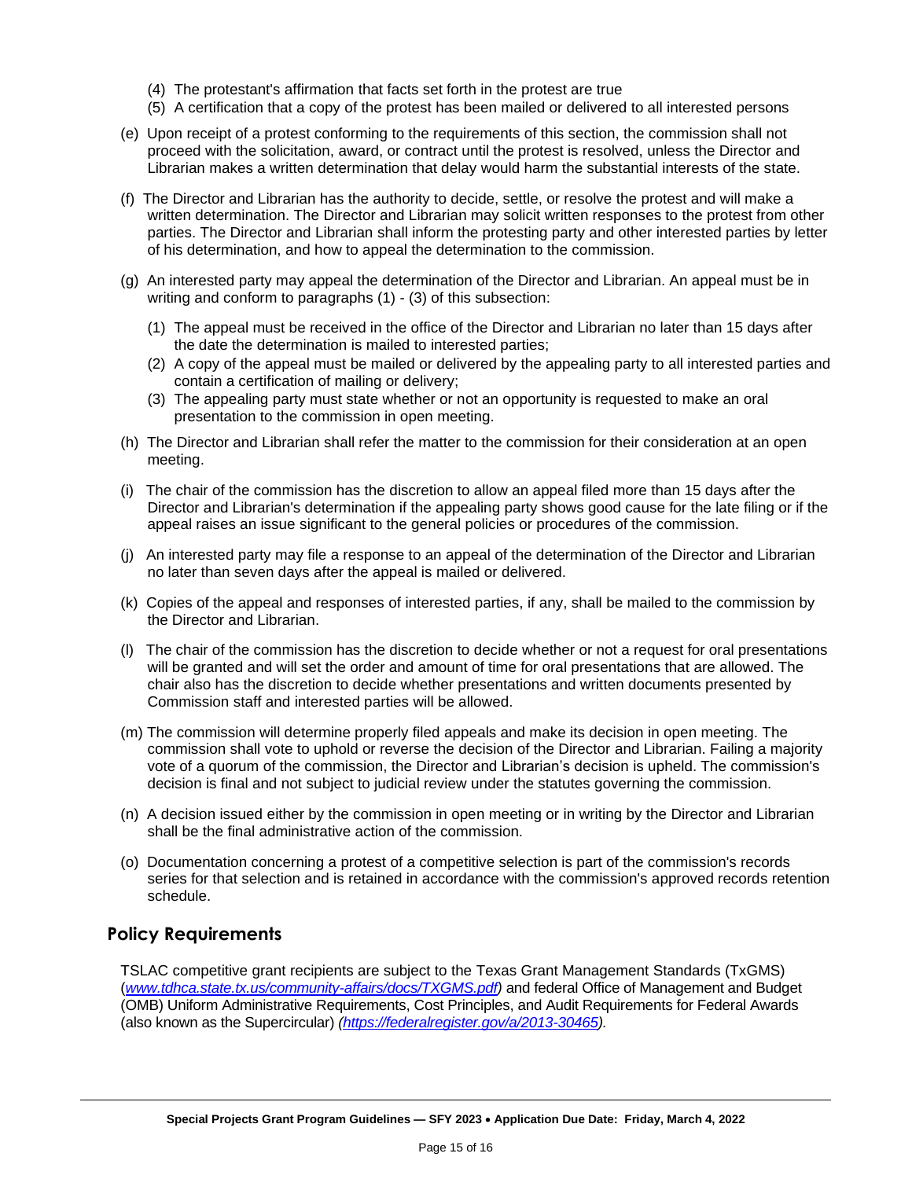(4) The protestant's affirmation that facts set forth in the protest are true
(5) A certification that a copy of the protest has been mailed or delivered to all interested persons

(e) Upon receipt of a protest conforming to the requirements of this section, the commission shall not proceed with the solicitation, award, or contract until the protest is resolved, unless the Director and Librarian makes a written determination that delay would harm the substantial interests of the state.

(f) The Director and Librarian has the authority to decide, settle, or resolve the protest and will make a written determination. The Director and Librarian may solicit written responses to the protest from other parties. The Director and Librarian shall inform the protesting party and other interested parties by letter of his determination, and how to appeal the determination to the commission.

(g) An interested party may appeal the determination of the Director and Librarian. An appeal must be in writing and conform to paragraphs (1) - (3) of this subsection:

(1) The appeal must be received in the office of the Director and Librarian no later than 15 days after the date the determination is mailed to interested parties;
(2) A copy of the appeal must be mailed or delivered by the appealing party to all interested parties and contain a certification of mailing or delivery;
(3) The appealing party must state whether or not an opportunity is requested to make an oral presentation to the commission in open meeting.

(h) The Director and Librarian shall refer the matter to the commission for their consideration at an open meeting.

(i) The chair of the commission has the discretion to allow an appeal filed more than 15 days after the Director and Librarian's determination if the appealing party shows good cause for the late filing or if the appeal raises an issue significant to the general policies or procedures of the commission.

(j) An interested party may file a response to an appeal of the determination of the Director and Librarian no later than seven days after the appeal is mailed or delivered.

(k) Copies of the appeal and responses of interested parties, if any, shall be mailed to the commission by the Director and Librarian.

(l) The chair of the commission has the discretion to decide whether or not a request for oral presentations will be granted and will set the order and amount of time for oral presentations that are allowed. The chair also has the discretion to decide whether presentations and written documents presented by Commission staff and interested parties will be allowed.

(m) The commission will determine properly filed appeals and make its decision in open meeting. The commission shall vote to uphold or reverse the decision of the Director and Librarian. Failing a majority vote of a quorum of the commission, the Director and Librarian's decision is upheld. The commission's decision is final and not subject to judicial review under the statutes governing the commission.

(n) A decision issued either by the commission in open meeting or in writing by the Director and Librarian shall be the final administrative action of the commission.

(o) Documentation concerning a protest of a competitive selection is part of the commission's records series for that selection and is retained in accordance with the commission's approved records retention schedule.

## Policy Requirements

TSLAC competitive grant recipients are subject to the Texas Grant Management Standards (TxGMS) (*www.tdhca.state.tx.us/community-affairs/docs/TXGMS.pdf*) and federal Office of Management and Budget (OMB) Uniform Administrative Requirements, Cost Principles, and Audit Requirements for Federal Awards (also known as the Supercircular) *(https://federalregister.gov/a/2013-30465).*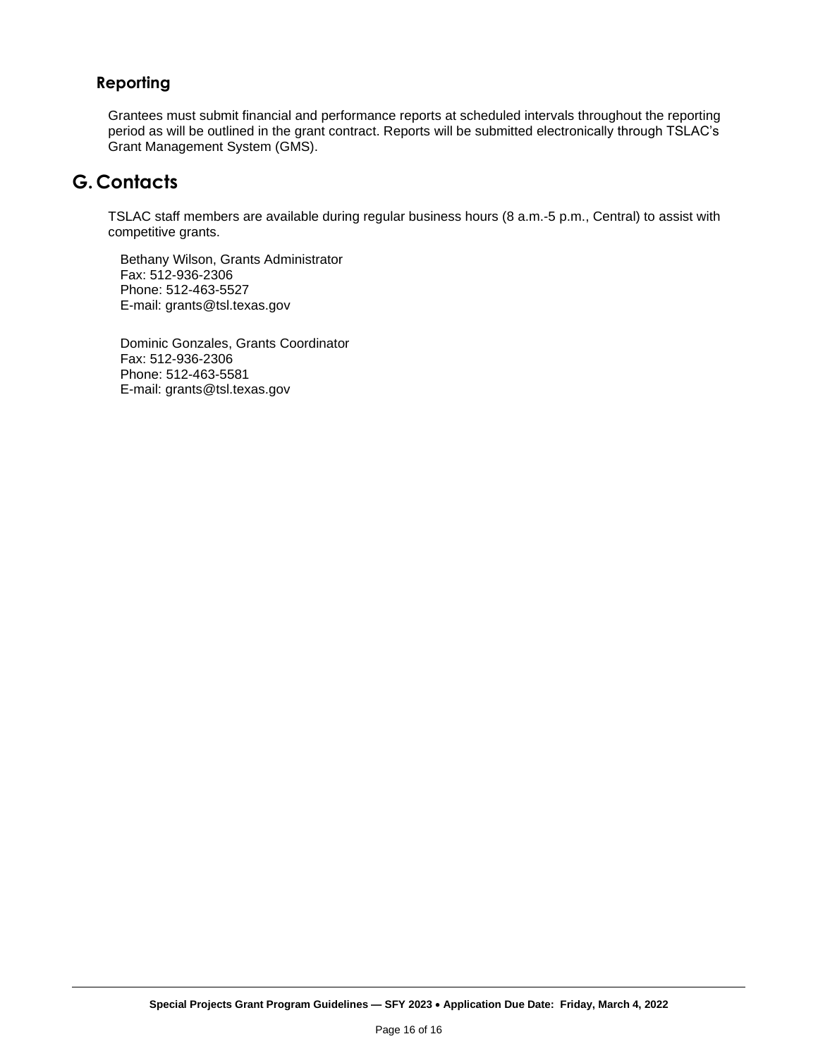### Reporting

Grantees must submit financial and performance reports at scheduled intervals throughout the reporting period as will be outlined in the grant contract. Reports will be submitted electronically through TSLAC's Grant Management System (GMS).

## G. Contacts

TSLAC staff members are available during regular business hours (8 a.m.-5 p.m., Central) to assist with competitive grants.

Bethany Wilson, Grants Administrator
Fax: 512-936-2306
Phone: 512-463-5527
E-mail: grants@tsl.texas.gov

Dominic Gonzales, Grants Coordinator
Fax: 512-936-2306
Phone: 512-463-5581
E-mail: grants@tsl.texas.gov